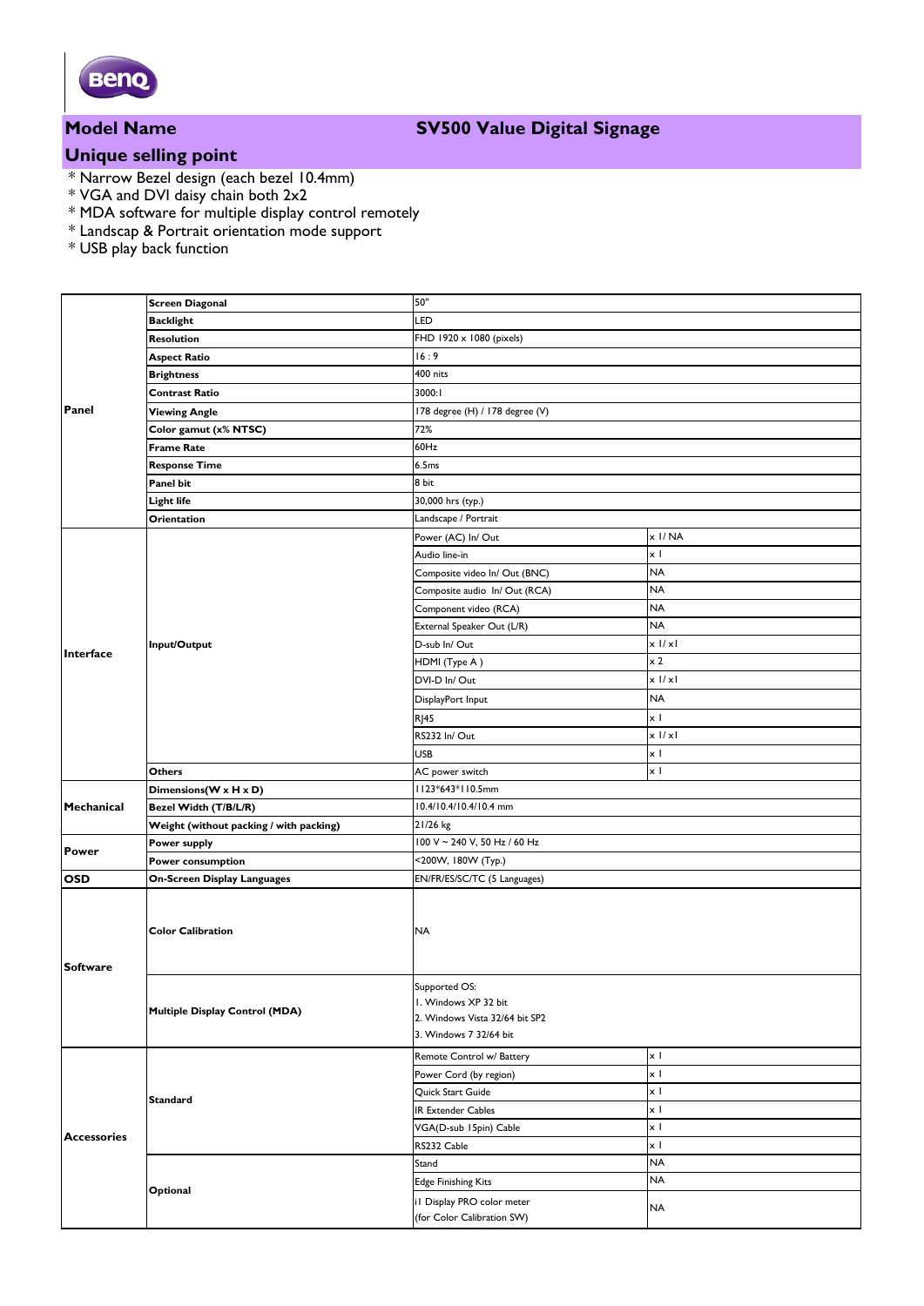BenQ

## Model Name — SV500 Value Digital Signage

## Unique selling point

* Narrow Bezel design (each bezel 10.4mm)
* VGA and DVI daisy chain both 2x2
* MDA software for multiple display control remotely
* Landscap & Portrait orientation mode support
* USB play back function

| | | | |
|---|---|---|---|
| **Panel** | **Screen Diagonal** | 50" | |
| | **Backlight** | LED | |
| | **Resolution** | FHD 1920 x 1080 (pixels) | |
| | **Aspect Ratio** | 16 : 9 | |
| | **Brightness** | 400 nits | |
| | **Contrast Ratio** | 3000:1 | |
| | **Viewing Angle** | 178 degree (H) / 178 degree (V) | |
| | **Color gamut (x% NTSC)** | 72% | |
| | **Frame Rate** | 60Hz | |
| | **Response Time** | 6.5ms | |
| | **Panel bit** | 8 bit | |
| | **Light life** | 30,000 hrs (typ.) | |
| | **Orientation** | Landscape / Portrait | |
| **Interface** | **Input/Output** | Power (AC) In/ Out | x 1/ NA |
| | | Audio line-in | x 1 |
| | | Composite video In/ Out (BNC) | NA |
| | | Composite audio In/ Out (RCA) | NA |
| | | Component video (RCA) | NA |
| | | External Speaker Out (L/R) | NA |
| | | D-sub In/ Out | x 1/ x1 |
| | | HDMI (Type A ) | x 2 |
| | | DVI-D In/ Out | x 1/ x1 |
| | | DisplayPort Input | NA |
| | | RJ45 | x 1 |
| | | RS232 In/ Out | x 1/ x1 |
| | | USB | x 1 |
| | **Others** | AC power switch | x 1 |
| **Mechanical** | **Dimensions(W x H x D)** | 1123*643*110.5mm | |
| | **Bezel Width (T/B/L/R)** | 10.4/10.4/10.4/10.4 mm | |
| | **Weight (without packing / with packing)** | 21/26 kg | |
| **Power** | **Power supply** | 100 V ~ 240 V, 50 Hz / 60 Hz | |
| | **Power consumption** | <200W, 180W (Typ.) | |
| **OSD** | **On-Screen Display Languages** | EN/FR/ES/SC/TC (5 Languages) | |
| **Software** | **Color Calibration** | NA | |
| | **Multiple Display Control (MDA)** | Supported OS:<br>1. Windows XP 32 bit<br>2. Windows Vista 32/64 bit SP2<br>3. Windows 7 32/64 bit | |
| **Accessories** | **Standard** | Remote Control w/ Battery | x 1 |
| | | Power Cord (by region) | x 1 |
| | | Quick Start Guide | x 1 |
| | | IR Extender Cables | x 1 |
| | | VGA(D-sub 15pin) Cable | x 1 |
| | | RS232 Cable | x 1 |
| | **Optional** | Stand | NA |
| | | Edge Finishing Kits | NA |
| | | i1 Display PRO color meter (for Color Calibration SW) | NA |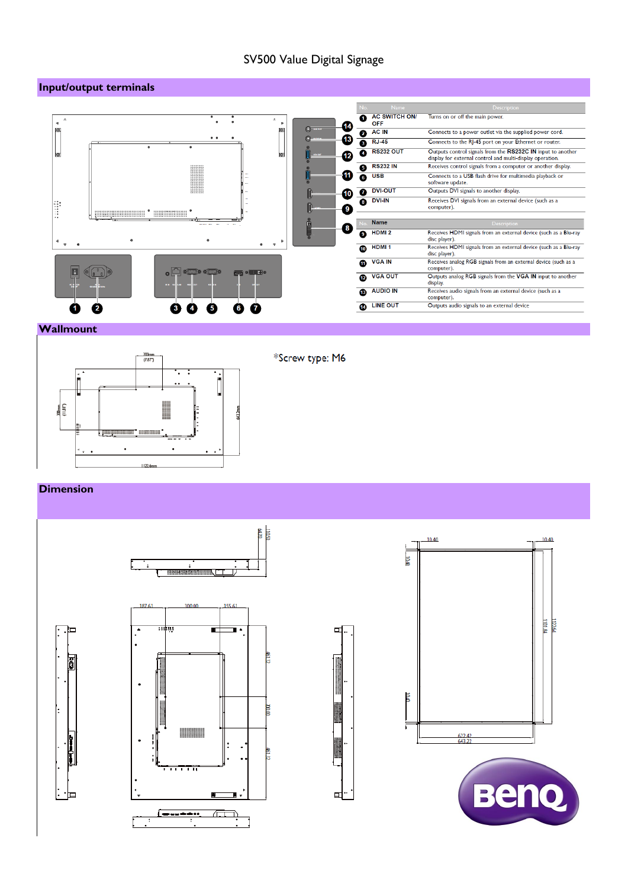SV500 Value Digital Signage

## Input/output terminals

| No. | Name | Description |
|---|---|---|
| 1 | AC SWITCH ON/ OFF | Turns on or off the main power. |
| 2 | AC IN | Connects to a power outlet via the supplied power cord. |
| 3 | RJ-45 | Connects to the RJ-45 port on your Ethernet or router. |
| 4 | RS232 OUT | Outputs control signals from the **RS232C IN** input to another display for external control and multi-display operation. |
| 5 | RS232 IN | Receives control signals from a computer or another display. |
| 6 | USB | Connects to a USB flash drive for multimedia playback or software update. |
| 7 | DVI-OUT | Outputs DVI signals to another display. |
| 8 | DVI-IN | Receives DVI signals from an external device (such as a computer). |

| No. | Name | Description |
|---|---|---|
| 9 | HDMI 2 | Receives HDMI signals from an external device (such as a Blu-ray disc player). |
| 10 | HDMI 1 | Receives HDMI signals from an external device (such as a Blu-ray disc player). |
| 11 | VGA IN | Receives analog RGB signals from an external device (such as a computer). |
| 12 | VGA OUT | Outputs analog RGB signals from the **VGA IN** input to another display. |
| 13 | AUDIO IN | Receives audio signals from an external device (such as a computer). |
| 14 | LINE OUT | Outputs audio signals to an external device |

## Wallmount

200mm
(7.87")

300mm
(11.81")

643.2mm

1122.6mm

*Screw type: M6

## Dimension

64.00
110.51

187.61
300.00
155.61

461.12
300.00
461.12

10.40
10.40
10.40
10.40

1101.84
1122.64

622.42
643.22